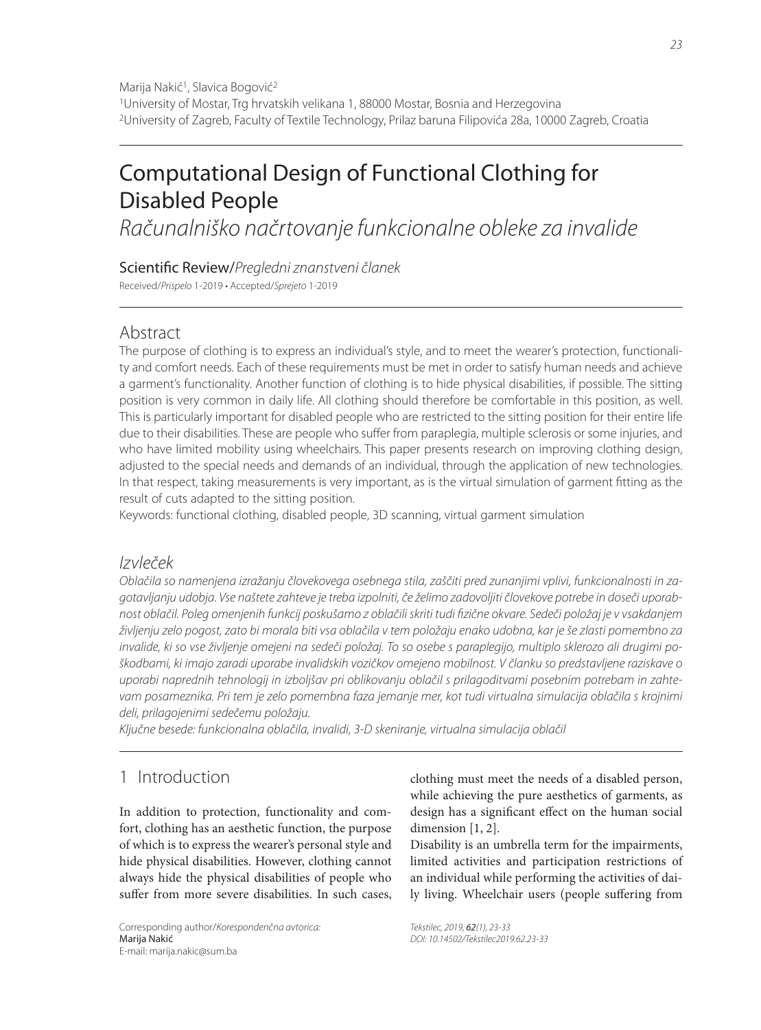Marija Nakić[1], Slavica Bogović[2]
[1]University of Mostar, Trg hrvatskih velikana 1, 88000 Mostar, Bosnia and Herzegovina
[2]University of Zagreb, Faculty of Textile Technology, Prilaz baruna Filipovića 28a, 10000 Zagreb, Croatia

# Computational Design of Functional Clothing for Disabled People

*Računalniško načrtovanje funkcionalne obleke za invalide*

Scientific Review/*Pregledni znanstveni članek*

Received/*Prispelo* 1-2019 • Accepted/*Sprejeto* 1-2019

## Abstract

The purpose of clothing is to express an individual's style, and to meet the wearer's protection, functionality and comfort needs. Each of these requirements must be met in order to satisfy human needs and achieve a garment's functionality. Another function of clothing is to hide physical disabilities, if possible. The sitting position is very common in daily life. All clothing should therefore be comfortable in this position, as well. This is particularly important for disabled people who are restricted to the sitting position for their entire life due to their disabilities. These are people who suffer from paraplegia, multiple sclerosis or some injuries, and who have limited mobility using wheelchairs. This paper presents research on improving clothing design, adjusted to the special needs and demands of an individual, through the application of new technologies. In that respect, taking measurements is very important, as is the virtual simulation of garment fitting as the result of cuts adapted to the sitting position.

Keywords: functional clothing, disabled people, 3D scanning, virtual garment simulation

## *Izvleček*

*Oblačila so namenjena izražanju človekovega osebnega stila, zaščiti pred zunanjimi vplivi, funkcionalnosti in zagotavljanju udobja. Vse naštete zahteve je treba izpolniti, če želimo zadovoljiti človekove potrebe in doseči uporabnost oblačil. Poleg omenjenih funkcij poskušamo z oblačili skriti tudi fizične okvare. Sedeči položaj je v vsakdanjem življenju zelo pogost, zato bi morala biti vsa oblačila v tem položaju enako udobna, kar je še zlasti pomembno za invalide, ki so vse življenje omejeni na sedeči položaj. To so osebe s paraplegijo, multiplo sklerozo ali drugimi poškodbami, ki imajo zaradi uporabe invalidskih vozičkov omejeno mobilnost. V članku so predstavljene raziskave o uporabi naprednih tehnologij in izboljšav pri oblikovanju oblačil s prilagoditvami posebnim potrebam in zahtevam posameznika. Pri tem je zelo pomembna faza jemanje mer, kot tudi virtualna simulacija oblačila s krojnimi deli, prilagojenimi sedečemu položaju.*

*Ključne besede: funkcionalna oblačila, invalidi, 3-D skeniranje, virtualna simulacija oblačil*

## 1 Introduction

In addition to protection, functionality and comfort, clothing has an aesthetic function, the purpose of which is to express the wearer's personal style and hide physical disabilities. However, clothing cannot always hide the physical disabilities of people who suffer from more severe disabilities. In such cases, clothing must meet the needs of a disabled person, while achieving the pure aesthetics of garments, as design has a significant effect on the human social dimension [1, 2].

Disability is an umbrella term for the impairments, limited activities and participation restrictions of an individual while performing the activities of daily living. Wheelchair users (people suffering from

Corresponding author/*Korespondenčna avtorica:*
Marija Nakić
E-mail: marija.nakic@sum.ba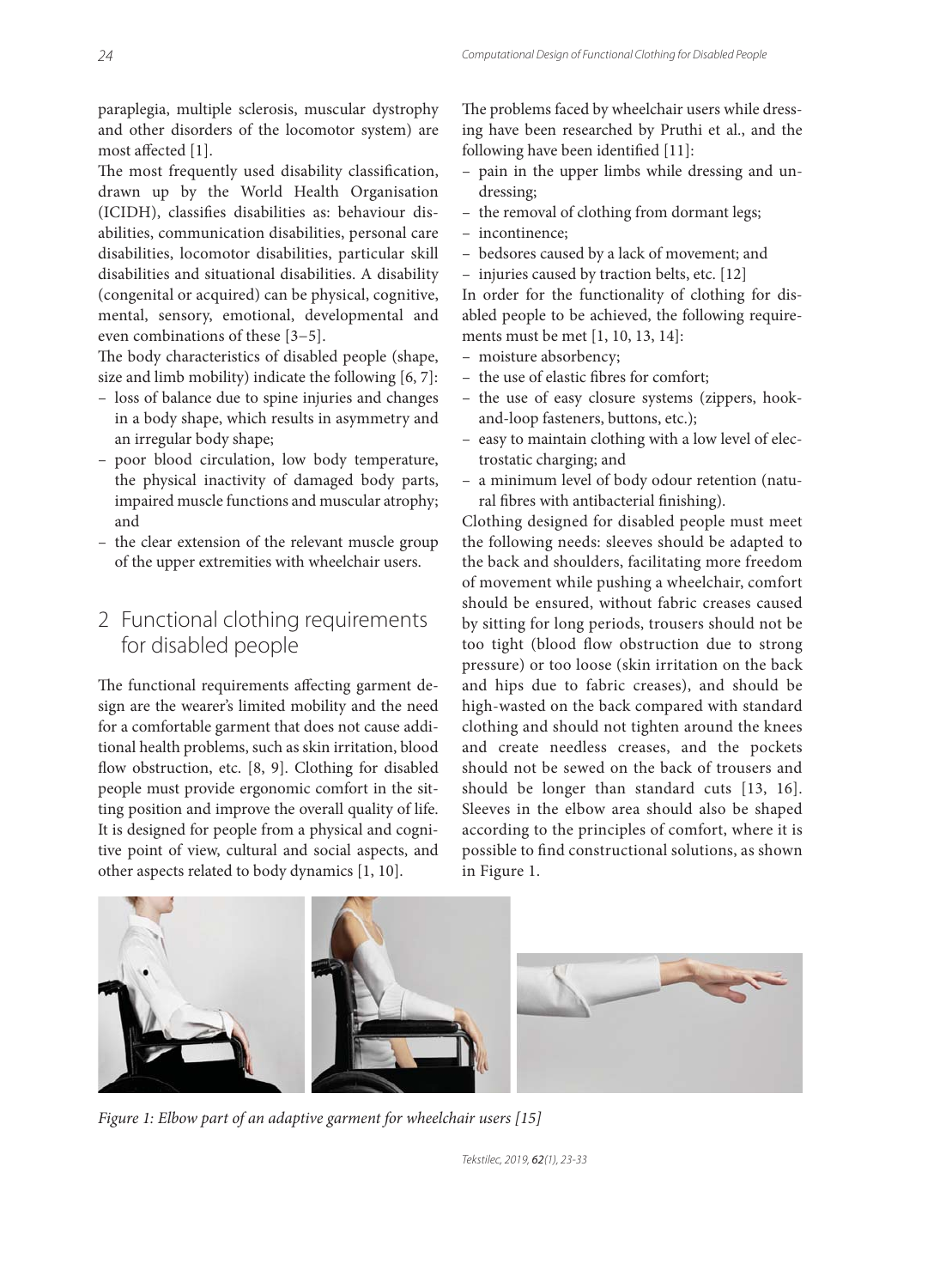paraplegia, multiple sclerosis, muscular dystrophy and other disorders of the locomotor system) are most affected [1].

The most frequently used disability classification, drawn up by the World Health Organisation (ICIDH), classifies disabilities as: behaviour disabilities, communication disabilities, personal care disabilities, locomotor disabilities, particular skill disabilities and situational disabilities. A disability (congenital or acquired) can be physical, cognitive, mental, sensory, emotional, developmental and even combinations of these [3–5].

The body characteristics of disabled people (shape, size and limb mobility) indicate the following [6, 7]:

- loss of balance due to spine injuries and changes in a body shape, which results in asymmetry and an irregular body shape;
- poor blood circulation, low body temperature, the physical inactivity of damaged body parts, impaired muscle functions and muscular atrophy; and
- the clear extension of the relevant muscle group of the upper extremities with wheelchair users.

## 2 Functional clothing requirements for disabled people

The functional requirements affecting garment design are the wearer's limited mobility and the need for a comfortable garment that does not cause additional health problems, such as skin irritation, blood flow obstruction, etc. [8, 9]. Clothing for disabled people must provide ergonomic comfort in the sitting position and improve the overall quality of life. It is designed for people from a physical and cognitive point of view, cultural and social aspects, and other aspects related to body dynamics [1, 10].

The problems faced by wheelchair users while dressing have been researched by Pruthi et al., and the following have been identified [11]:

- pain in the upper limbs while dressing and undressing;
- the removal of clothing from dormant legs;
- incontinence;
- bedsores caused by a lack of movement; and
- injuries caused by traction belts, etc. [12]

In order for the functionality of clothing for disabled people to be achieved, the following requirements must be met [1, 10, 13, 14]:

- moisture absorbency;
- the use of elastic fibres for comfort;
- the use of easy closure systems (zippers, hook-and-loop fasteners, buttons, etc.);
- easy to maintain clothing with a low level of electrostatic charging; and
- a minimum level of body odour retention (natural fibres with antibacterial finishing).

Clothing designed for disabled people must meet the following needs: sleeves should be adapted to the back and shoulders, facilitating more freedom of movement while pushing a wheelchair, comfort should be ensured, without fabric creases caused by sitting for long periods, trousers should not be too tight (blood flow obstruction due to strong pressure) or too loose (skin irritation on the back and hips due to fabric creases), and should be high-wasted on the back compared with standard clothing and should not tighten around the knees and create needless creases, and the pockets should not be sewed on the back of trousers and should be longer than standard cuts [13, 16]. Sleeves in the elbow area should also be shaped according to the principles of comfort, where it is possible to find constructional solutions, as shown in Figure 1.

*Figure 1: Elbow part of an adaptive garment for wheelchair users [15]*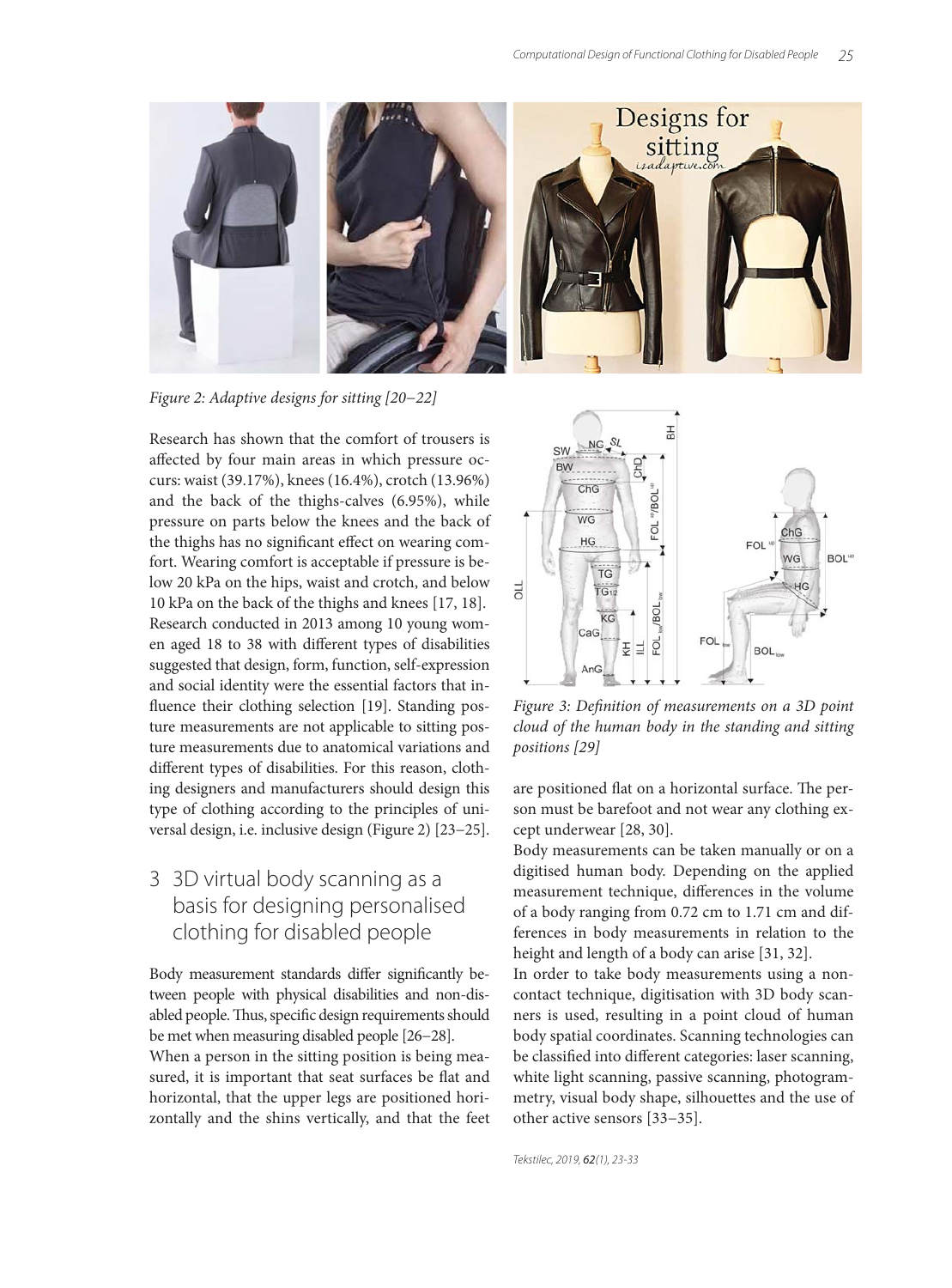Figure 2: Adaptive designs for sitting [20–22]

Research has shown that the comfort of trousers is affected by four main areas in which pressure occurs: waist (39.17%), knees (16.4%), crotch (13.96%) and the back of the thighs-calves (6.95%), while pressure on parts below the knees and the back of the thighs has no significant effect on wearing comfort. Wearing comfort is acceptable if pressure is below 20 kPa on the hips, waist and crotch, and below 10 kPa on the back of the thighs and knees [17, 18]. Research conducted in 2013 among 10 young women aged 18 to 38 with different types of disabilities suggested that design, form, function, self-expression and social identity were the essential factors that influence their clothing selection [19]. Standing posture measurements are not applicable to sitting posture measurements due to anatomical variations and different types of disabilities. For this reason, clothing designers and manufacturers should design this type of clothing according to the principles of universal design, i.e. inclusive design (Figure 2) [23–25].

## 3 3D virtual body scanning as a basis for designing personalised clothing for disabled people

Body measurement standards differ significantly between people with physical disabilities and non-disabled people. Thus, specific design requirements should be met when measuring disabled people [26–28].

When a person in the sitting position is being measured, it is important that seat surfaces be flat and horizontal, that the upper legs are positioned horizontally and the shins vertically, and that the feet are positioned flat on a horizontal surface. The person must be barefoot and not wear any clothing except underwear [28, 30].

Figure 3: Definition of measurements on a 3D point cloud of the human body in the standing and sitting positions [29]

Body measurements can be taken manually or on a digitised human body. Depending on the applied measurement technique, differences in the volume of a body ranging from 0.72 cm to 1.71 cm and differences in body measurements in relation to the height and length of a body can arise [31, 32].

In order to take body measurements using a non-contact technique, digitisation with 3D body scanners is used, resulting in a point cloud of human body spatial coordinates. Scanning technologies can be classified into different categories: laser scanning, white light scanning, passive scanning, photogrammetry, visual body shape, silhouettes and the use of other active sensors [33–35].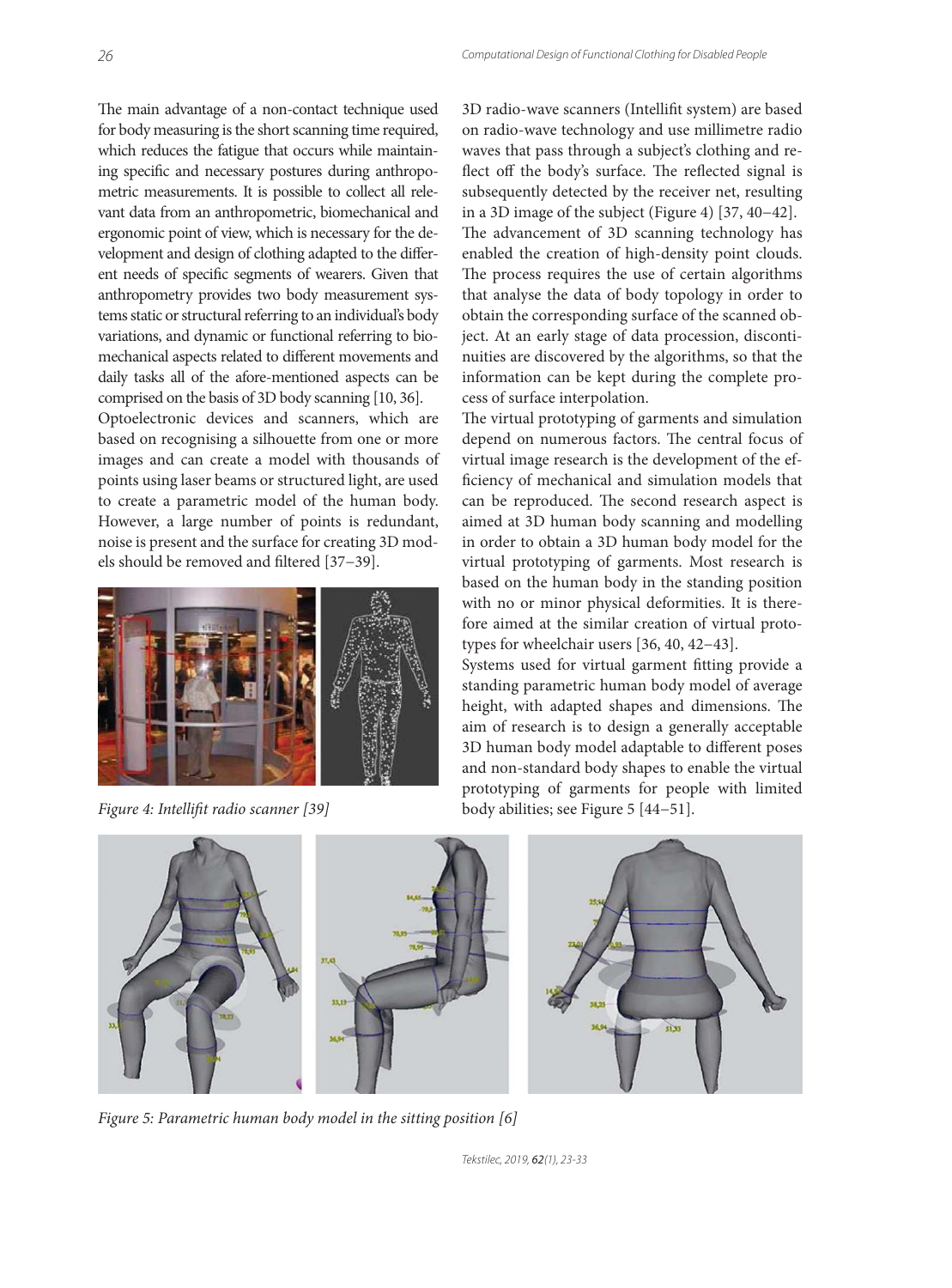The main advantage of a non-contact technique used for body measuring is the short scanning time required, which reduces the fatigue that occurs while maintaining specific and necessary postures during anthropometric measurements. It is possible to collect all relevant data from an anthropometric, biomechanical and ergonomic point of view, which is necessary for the development and design of clothing adapted to the different needs of specific segments of wearers. Given that anthropometry provides two body measurement systems static or structural referring to an individual's body variations, and dynamic or functional referring to biomechanical aspects related to different movements and daily tasks all of the afore-mentioned aspects can be comprised on the basis of 3D body scanning [10, 36].

Optoelectronic devices and scanners, which are based on recognising a silhouette from one or more images and can create a model with thousands of points using laser beams or structured light, are used to create a parametric model of the human body. However, a large number of points is redundant, noise is present and the surface for creating 3D models should be removed and filtered [37–39].

*Figure 4: Intellifit radio scanner [39]*

3D radio-wave scanners (Intellifit system) are based on radio-wave technology and use millimetre radio waves that pass through a subject's clothing and reflect off the body's surface. The reflected signal is subsequently detected by the receiver net, resulting in a 3D image of the subject (Figure 4) [37, 40–42].

The advancement of 3D scanning technology has enabled the creation of high-density point clouds. The process requires the use of certain algorithms that analyse the data of body topology in order to obtain the corresponding surface of the scanned object. At an early stage of data procession, discontinuities are discovered by the algorithms, so that the information can be kept during the complete process of surface interpolation.

The virtual prototyping of garments and simulation depend on numerous factors. The central focus of virtual image research is the development of the efficiency of mechanical and simulation models that can be reproduced. The second research aspect is aimed at 3D human body scanning and modelling in order to obtain a 3D human body model for the virtual prototyping of garments. Most research is based on the human body in the standing position with no or minor physical deformities. It is therefore aimed at the similar creation of virtual prototypes for wheelchair users [36, 40, 42–43].

Systems used for virtual garment fitting provide a standing parametric human body model of average height, with adapted shapes and dimensions. The aim of research is to design a generally acceptable 3D human body model adaptable to different poses and non-standard body shapes to enable the virtual prototyping of garments for people with limited body abilities; see Figure 5 [44–51].

*Figure 5: Parametric human body model in the sitting position [6]*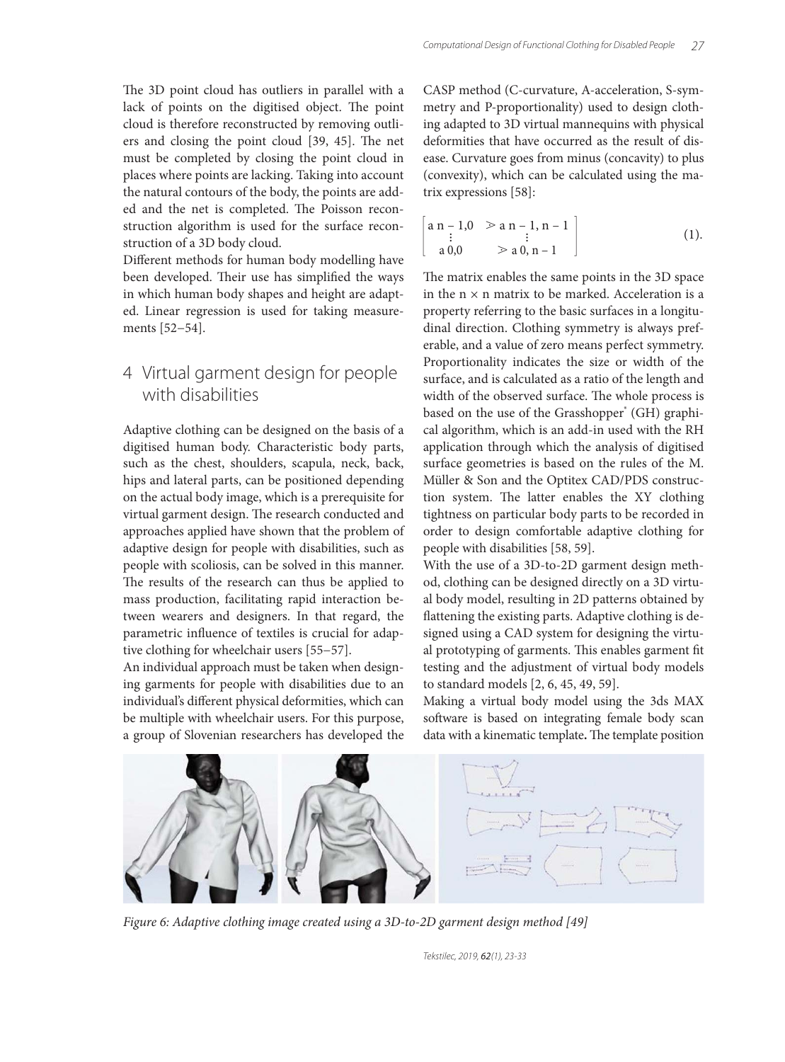The 3D point cloud has outliers in parallel with a lack of points on the digitised object. The point cloud is therefore reconstructed by removing outliers and closing the point cloud [39, 45]. The net must be completed by closing the point cloud in places where points are lacking. Taking into account the natural contours of the body, the points are added and the net is completed. The Poisson reconstruction algorithm is used for the surface reconstruction of a 3D body cloud.

Different methods for human body modelling have been developed. Their use has simplified the ways in which human body shapes and height are adapted. Linear regression is used for taking measurements [52–54].

## 4 Virtual garment design for people with disabilities

Adaptive clothing can be designed on the basis of a digitised human body. Characteristic body parts, such as the chest, shoulders, scapula, neck, back, hips and lateral parts, can be positioned depending on the actual body image, which is a prerequisite for virtual garment design. The research conducted and approaches applied have shown that the problem of adaptive design for people with disabilities, such as people with scoliosis, can be solved in this manner. The results of the research can thus be applied to mass production, facilitating rapid interaction between wearers and designers. In that regard, the parametric influence of textiles is crucial for adaptive clothing for wheelchair users [55–57].

An individual approach must be taken when designing garments for people with disabilities due to an individual's different physical deformities, which can be multiple with wheelchair users. For this purpose, a group of Slovenian researchers has developed the CASP method (C-curvature, A-acceleration, S-symmetry and P-proportionality) used to design clothing adapted to 3D virtual mannequins with physical deformities that have occurred as the result of disease. Curvature goes from minus (concavity) to plus (convexity), which can be calculated using the matrix expressions [58]:

$$\begin{bmatrix} a\,n-1,0 & > a\,n-1,n-1 \\ \vdots & \vdots \\ a\,0,0 & > a\,0,n-1 \end{bmatrix} \quad (1).$$

The matrix enables the same points in the 3D space in the $n \times n$ matrix to be marked. Acceleration is a property referring to the basic surfaces in a longitudinal direction. Clothing symmetry is always preferable, and a value of zero means perfect symmetry. Proportionality indicates the size or width of the surface, and is calculated as a ratio of the length and width of the observed surface. The whole process is based on the use of the Grasshopper® (GH) graphical algorithm, which is an add-in used with the RH application through which the analysis of digitised surface geometries is based on the rules of the M. Müller & Son and the Optitex CAD/PDS construction system. The latter enables the XY clothing tightness on particular body parts to be recorded in order to design comfortable adaptive clothing for people with disabilities [58, 59].

With the use of a 3D-to-2D garment design method, clothing can be designed directly on a 3D virtual body model, resulting in 2D patterns obtained by flattening the existing parts. Adaptive clothing is designed using a CAD system for designing the virtual prototyping of garments. This enables garment fit testing and the adjustment of virtual body models to standard models [2, 6, 45, 49, 59].

Making a virtual body model using the 3ds MAX software is based on integrating female body scan data with a kinematic template**.** The template position

*Figure 6: Adaptive clothing image created using a 3D-to-2D garment design method [49]*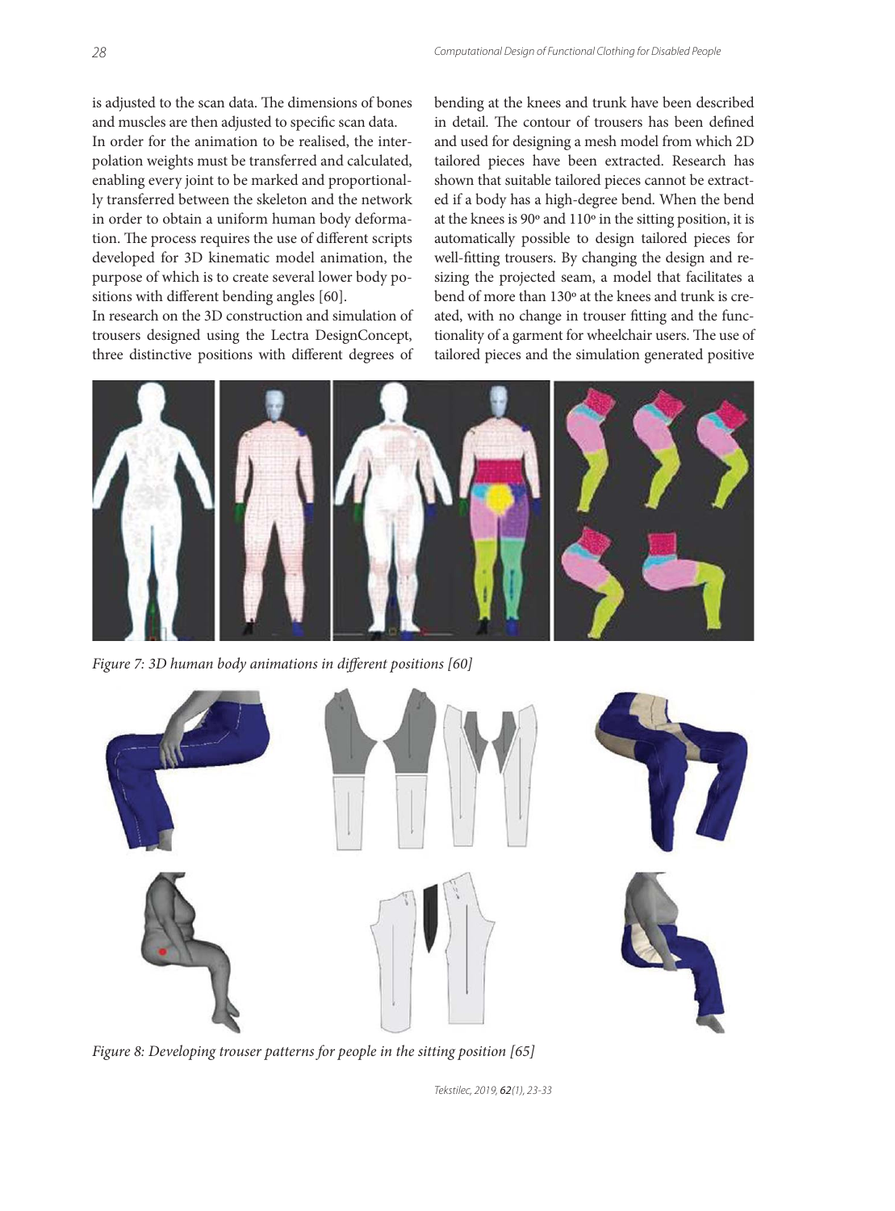is adjusted to the scan data. The dimensions of bones and muscles are then adjusted to specific scan data. In order for the animation to be realised, the interpolation weights must be transferred and calculated, enabling every joint to be marked and proportionally transferred between the skeleton and the network in order to obtain a uniform human body deformation. The process requires the use of different scripts developed for 3D kinematic model animation, the purpose of which is to create several lower body positions with different bending angles [60].

In research on the 3D construction and simulation of trousers designed using the Lectra DesignConcept, three distinctive positions with different degrees of bending at the knees and trunk have been described in detail. The contour of trousers has been defined and used for designing a mesh model from which 2D tailored pieces have been extracted. Research has shown that suitable tailored pieces cannot be extracted if a body has a high-degree bend. When the bend at the knees is 90° and 110° in the sitting position, it is automatically possible to design tailored pieces for well-fitting trousers. By changing the design and resizing the projected seam, a model that facilitates a bend of more than 130° at the knees and trunk is created, with no change in trouser fitting and the functionality of a garment for wheelchair users. The use of tailored pieces and the simulation generated positive

*Figure 7: 3D human body animations in different positions [60]*

*Figure 8: Developing trouser patterns for people in the sitting position [65]*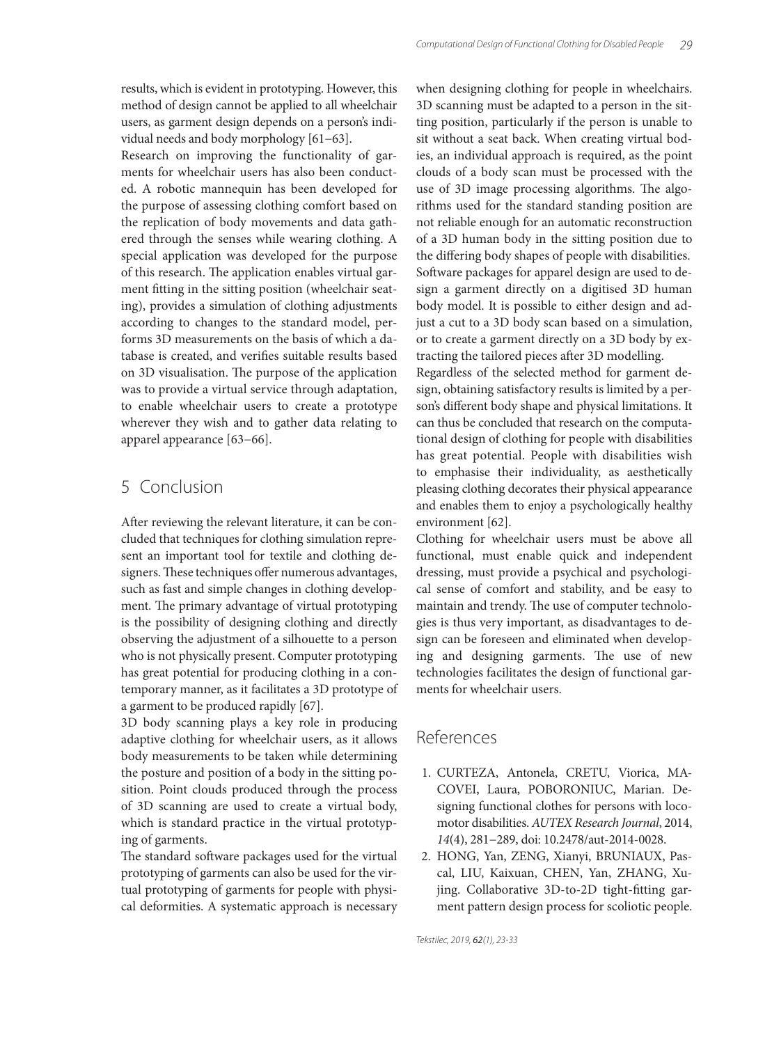results, which is evident in prototyping. However, this method of design cannot be applied to all wheelchair users, as garment design depends on a person's individual needs and body morphology [61–63].

Research on improving the functionality of garments for wheelchair users has also been conducted. A robotic mannequin has been developed for the purpose of assessing clothing comfort based on the replication of body movements and data gathered through the senses while wearing clothing. A special application was developed for the purpose of this research. The application enables virtual garment fitting in the sitting position (wheelchair seating), provides a simulation of clothing adjustments according to changes to the standard model, performs 3D measurements on the basis of which a database is created, and verifies suitable results based on 3D visualisation. The purpose of the application was to provide a virtual service through adaptation, to enable wheelchair users to create a prototype wherever they wish and to gather data relating to apparel appearance [63–66].

## 5 Conclusion

After reviewing the relevant literature, it can be concluded that techniques for clothing simulation represent an important tool for textile and clothing designers. These techniques offer numerous advantages, such as fast and simple changes in clothing development. The primary advantage of virtual prototyping is the possibility of designing clothing and directly observing the adjustment of a silhouette to a person who is not physically present. Computer prototyping has great potential for producing clothing in a contemporary manner, as it facilitates a 3D prototype of a garment to be produced rapidly [67].

3D body scanning plays a key role in producing adaptive clothing for wheelchair users, as it allows body measurements to be taken while determining the posture and position of a body in the sitting position. Point clouds produced through the process of 3D scanning are used to create a virtual body, which is standard practice in the virtual prototyping of garments.

The standard software packages used for the virtual prototyping of garments can also be used for the virtual prototyping of garments for people with physical deformities. A systematic approach is necessary when designing clothing for people in wheelchairs. 3D scanning must be adapted to a person in the sitting position, particularly if the person is unable to sit without a seat back. When creating virtual bodies, an individual approach is required, as the point clouds of a body scan must be processed with the use of 3D image processing algorithms. The algorithms used for the standard standing position are not reliable enough for an automatic reconstruction of a 3D human body in the sitting position due to the differing body shapes of people with disabilities. Software packages for apparel design are used to design a garment directly on a digitised 3D human body model. It is possible to either design and adjust a cut to a 3D body scan based on a simulation, or to create a garment directly on a 3D body by extracting the tailored pieces after 3D modelling.

Regardless of the selected method for garment design, obtaining satisfactory results is limited by a person's different body shape and physical limitations. It can thus be concluded that research on the computational design of clothing for people with disabilities has great potential. People with disabilities wish to emphasise their individuality, as aesthetically pleasing clothing decorates their physical appearance and enables them to enjoy a psychologically healthy environment [62].

Clothing for wheelchair users must be above all functional, must enable quick and independent dressing, must provide a psychical and psychological sense of comfort and stability, and be easy to maintain and trendy. The use of computer technologies is thus very important, as disadvantages to design can be foreseen and eliminated when developing and designing garments. The use of new technologies facilitates the design of functional garments for wheelchair users.

## References

1. CURTEZA, Antonela, CRETU, Viorica, MACOVEI, Laura, POBORONIUC, Marian. Designing functional clothes for persons with locomotor disabilities. *AUTEX Research Journal*, 2014, *14*(4), 281–289, doi: 10.2478/aut-2014-0028.
2. HONG, Yan, ZENG, Xianyi, BRUNIAUX, Pascal, LIU, Kaixuan, CHEN, Yan, ZHANG, Xujing. Collaborative 3D-to-2D tight-fitting garment pattern design process for scoliotic people.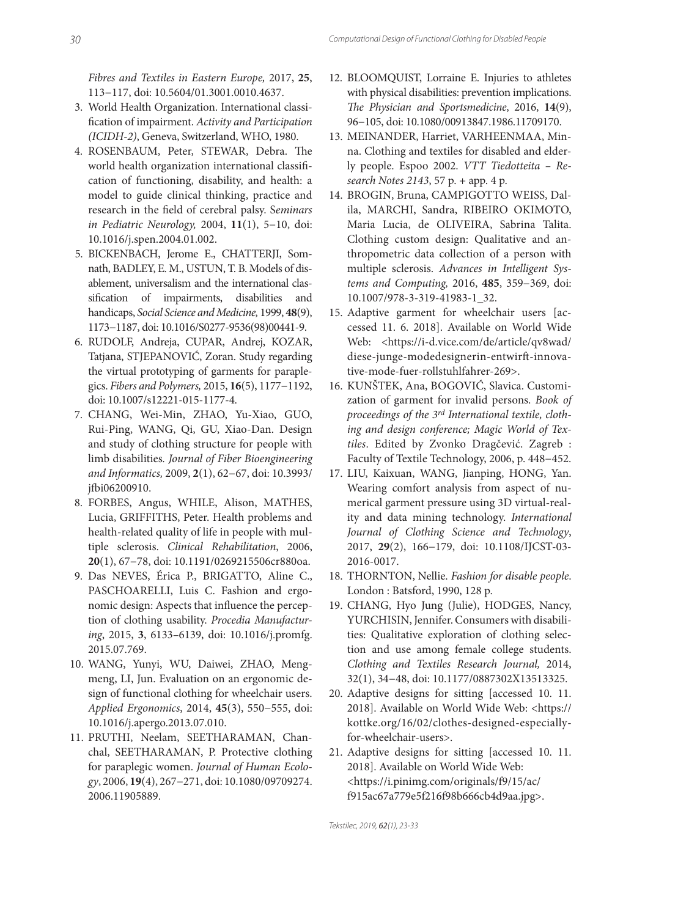*Fibres and Textiles in Eastern Europe,* 2017, **25**, 113−117, doi: 10.5604/01.3001.0010.4637.

3. World Health Organization. International classification of impairment. *Activity and Participation (ICIDH-2)*, Geneva, Switzerland, WHO, 1980.
4. ROSENBAUM, Peter, STEWAR, Debra. The world health organization international classification of functioning, disability, and health: a model to guide clinical thinking, practice and research in the field of cerebral palsy. S*eminars in Pediatric Neurology,* 2004, **11**(1), 5−10, doi: 10.1016/j.spen.2004.01.002.
5. BICKENBACH, Jerome E., CHATTERJI, Somnath, BADLEY, E. M., USTUN, T. B. Models of disablement, universalism and the international classification of impairments, disabilities and handicaps, *Social Science and Medicine,* 1999, **48**(9), 1173−1187, doi: 10.1016/S0277-9536(98)00441-9.
6. RUDOLF, Andreja, CUPAR, Andrej, KOZAR, Tatjana, STJEPANOVIĆ, Zoran. Study regarding the virtual prototyping of garments for paraplegics. *Fibers and Polymers,* 2015, **16**(5), 1177−1192, doi: 10.1007/s12221-015-1177-4.
7. CHANG, Wei-Min, ZHAO, Yu-Xiao, GUO, Rui-Ping, WANG, Qi, GU, Xiao-Dan. Design and study of clothing structure for people with limb disabilities. *Journal of Fiber Bioengineering and Informatics,* 2009, **2**(1), 62−67, doi: 10.3993/jfbi06200910.
8. FORBES, Angus, WHILE, Alison, MATHES, Lucia, GRIFFITHS, Peter. Health problems and health-related quality of life in people with multiple sclerosis. *Clinical Rehabilitation*, 2006, **20**(1), 67−78, doi: 10.1191/0269215506cr880oa.
9. Das NEVES, Érica P., BRIGATTO, Aline C., PASCHOARELLI, Luis C. Fashion and ergonomic design: Aspects that influence the perception of clothing usability. *Procedia Manufacturing*, 2015, **3**, 6133–6139, doi: 10.1016/j.promfg.2015.07.769.
10. WANG, Yunyi, WU, Daiwei, ZHAO, Mengmeng, LI, Jun. Evaluation on an ergonomic design of functional clothing for wheelchair users. *Applied Ergonomics*, 2014, **45**(3), 550−555, doi: 10.1016/j.apergo.2013.07.010.
11. PRUTHI, Neelam, SEETHARAMAN, Chanchal, SEETHARAMAN, P. Protective clothing for paraplegic women. *Journal of Human Ecology*, 2006, **19**(4), 267−271, doi: 10.1080/09709274.2006.11905889.
12. BLOOMQUIST, Lorraine E. Injuries to athletes with physical disabilities: prevention implications. *The Physician and Sportsmedicine*, 2016, **14**(9), 96−105, doi: 10.1080/00913847.1986.11709170.
13. MEINANDER, Harriet, VARHEENMAA, Minna. Clothing and textiles for disabled and elderly people. Espoo 2002. *VTT Tiedotteita – Research Notes 2143*, 57 p. + app. 4 p.
14. BROGIN, Bruna, CAMPIGOTTO WEISS, Dalila, MARCHI, Sandra, RIBEIRO OKIMOTO, Maria Lucia, de OLIVEIRA, Sabrina Talita. Clothing custom design: Qualitative and anthropometric data collection of a person with multiple sclerosis. *Advances in Intelligent Systems and Computing,* 2016, **485**, 359−369, doi: 10.1007/978-3-319-41983-1_32.
15. Adaptive garment for wheelchair users [accessed 11. 6. 2018]. Available on World Wide Web: <https://i-d.vice.com/de/article/qv8wad/diese-junge-modedesignerin-entwirft-innovative-mode-fuer-rollstuhlfahrer-269>.
16. KUNŠTEK, Ana, BOGOVIĆ, Slavica. Customization of garment for invalid persons. *Book of proceedings of the 3rd International textile, clothing and design conference; Magic World of Textiles*. Edited by Zvonko Dragčević. Zagreb : Faculty of Textile Technology, 2006, p. 448−452.
17. LIU, Kaixuan, WANG, Jianping, HONG, Yan. Wearing comfort analysis from aspect of numerical garment pressure using 3D virtual-reality and data mining technology. *International Journal of Clothing Science and Technology*, 2017, **29**(2), 166−179, doi: 10.1108/IJCST-03-2016-0017.
18. THORNTON, Nellie. *Fashion for disable people*. London : Batsford, 1990, 128 p.
19. CHANG, Hyo Jung (Julie), HODGES, Nancy, YURCHISIN, Jennifer. Consumers with disabilities: Qualitative exploration of clothing selection and use among female college students. *Clothing and Textiles Research Journal,* 2014, 32(1), 34−48, doi: 10.1177/0887302X13513325.
20. Adaptive designs for sitting [accessed 10. 11. 2018]. Available on World Wide Web: <https://kottke.org/16/02/clothes-designed-especially-for-wheelchair-users>.
21. Adaptive designs for sitting [accessed 10. 11. 2018]. Available on World Wide Web: <https://i.pinimg.com/originals/f9/15/ac/f915ac67a779e5f216f98b666cb4d9aa.jpg>.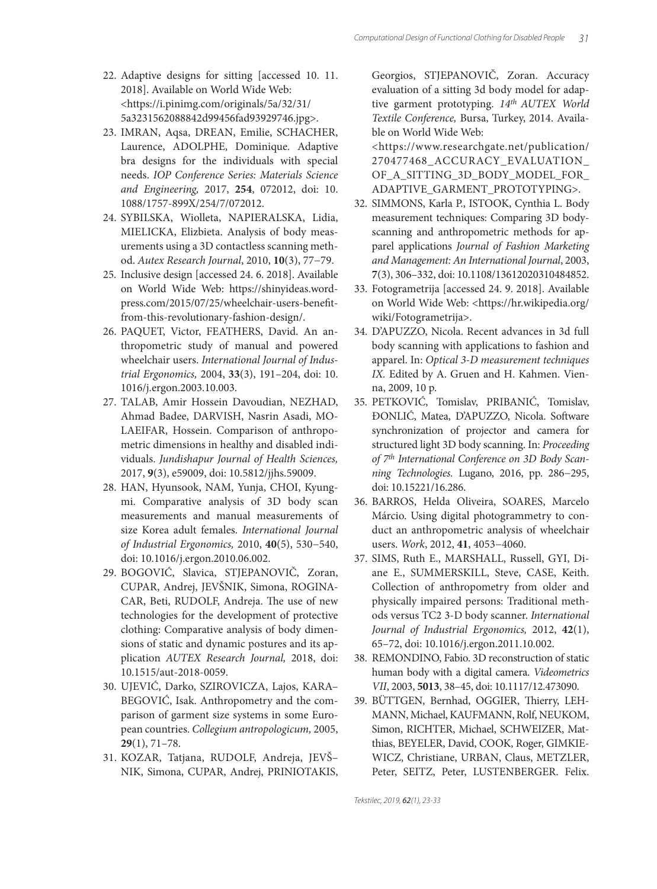22. Adaptive designs for sitting [accessed 10. 11. 2018]. Available on World Wide Web: <https://i.pinimg.com/originals/5a/32/31/5a3231562088842d99456fad93929746.jpg>.
23. IMRAN, Aqsa, DREAN, Emilie, SCHACHER, Laurence, ADOLPHE, Dominique. Adaptive bra designs for the individuals with special needs. *IOP Conference Series: Materials Science and Engineering,* 2017, **254**, 072012, doi: 10.1088/1757-899X/254/7/072012.
24. SYBILSKA, Wiolleta, NAPIERALSKA, Lidia, MIELICKA, Elzbieta. Analysis of body measurements using a 3D contactless scanning method. *Autex Research Journal*, 2010, **10**(3), 77−79.
25. Inclusive design [accessed 24. 6. 2018]. Available on World Wide Web: https://shinyideas.wordpress.com/2015/07/25/wheelchair-users-benefit-from-this-revolutionary-fashion-design/.
26. PAQUET, Victor, FEATHERS, David. An anthropometric study of manual and powered wheelchair users. *International Journal of Industrial Ergonomics,* 2004, **33**(3), 191−204, doi: 10.1016/j.ergon.2003.10.003.
27. TALAB, Amir Hossein Davoudian, NEZHAD, Ahmad Badee, DARVISH, Nasrin Asadi, MOLAEIFAR, Hossein. Comparison of anthropometric dimensions in healthy and disabled individuals. *Jundishapur Journal of Health Sciences,* 2017, **9**(3), e59009, doi: 10.5812/jjhs.59009.
28. HAN, Hyunsook, NAM, Yunja, CHOI, Kyungmi. Comparative analysis of 3D body scan measurements and manual measurements of size Korea adult females. *International Journal of Industrial Ergonomics,* 2010, **40**(5), 530−540, doi: 10.1016/j.ergon.2010.06.002.
29. BOGOVIĆ, Slavica, STJEPANOVIČ, Zoran, CUPAR, Andrej, JEVŠNIK, Simona, ROGINACAR, Beti, RUDOLF, Andreja. The use of new technologies for the development of protective clothing: Comparative analysis of body dimensions of static and dynamic postures and its application *AUTEX Research Journal,* 2018, doi: 10.1515/aut-2018-0059.
30. UJEVIĆ, Darko, SZIROVICZA, Lajos, KARABEGOVIĆ, Isak. Anthropometry and the comparison of garment size systems in some European countries. *Collegium antropologicum,* 2005, **29**(1), 71−78.
31. KOZAR, Tatjana, RUDOLF, Andreja, JEVŠNIK, Simona, CUPAR, Andrej, PRINIOTAKIS, Georgios, STJEPANOVIČ, Zoran. Accuracy evaluation of a sitting 3d body model for adaptive garment prototyping. *14th AUTEX World Textile Conference,* Bursa, Turkey, 2014. Available on World Wide Web: <https://www.researchgate.net/publication/270477468_ACCURACY_EVALUATION_OF_A_SITTING_3D_BODY_MODEL_FOR_ADAPTIVE_GARMENT_PROTOTYPING>.
32. SIMMONS, Karla P., ISTOOK, Cynthia L. Body measurement techniques: Comparing 3D body-scanning and anthropometric methods for apparel applications *Journal of Fashion Marketing and Management: An International Journal*, 2003, **7**(3), 306−332, doi: 10.1108/13612020310484852.
33. Fotogrametrija [accessed 24. 9. 2018]. Available on World Wide Web: <https://hr.wikipedia.org/wiki/Fotogrametrija>.
34. D'APUZZO, Nicola. Recent advances in 3d full body scanning with applications to fashion and apparel. In: *Optical 3-D measurement techniques IX*. Edited by A. Gruen and H. Kahmen. Vienna, 2009, 10 p.
35. PETKOVIĆ, Tomislav, PRIBANIĆ, Tomislav, ĐONLIĆ, Matea, D'APUZZO, Nicola. Software synchronization of projector and camera for structured light 3D body scanning. In: *Proceeding of 7th International Conference on 3D Body Scanning Technologies.* Lugano, 2016, pp. 286−295, doi: 10.15221/16.286.
36. BARROS, Helda Oliveira, SOARES, Marcelo Márcio. Using digital photogrammetry to conduct an anthropometric analysis of wheelchair users. *Work*, 2012, **41**, 4053−4060.
37. SIMS, Ruth E., MARSHALL, Russell, GYI, Diane E., SUMMERSKILL, Steve, CASE, Keith. Collection of anthropometry from older and physically impaired persons: Traditional methods versus TC2 3-D body scanner. *International Journal of Industrial Ergonomics,* 2012, **42**(1), 65−72, doi: 10.1016/j.ergon.2011.10.002.
38. REMONDINO, Fabio. 3D reconstruction of static human body with a digital camera. *Videometrics VII*, 2003, **5013**, 38−45, doi: 10.1117/12.473090.
39. BÜTTGEN, Bernhad, OGGIER, Thierry, LEHMANN, Michael, KAUFMANN, Rolf, NEUKOM, Simon, RICHTER, Michael, SCHWEIZER, Matthias, BEYELER, David, COOK, Roger, GIMKIEWICZ, Christiane, URBAN, Claus, METZLER, Peter, SEITZ, Peter, LUSTENBERGER. Felix.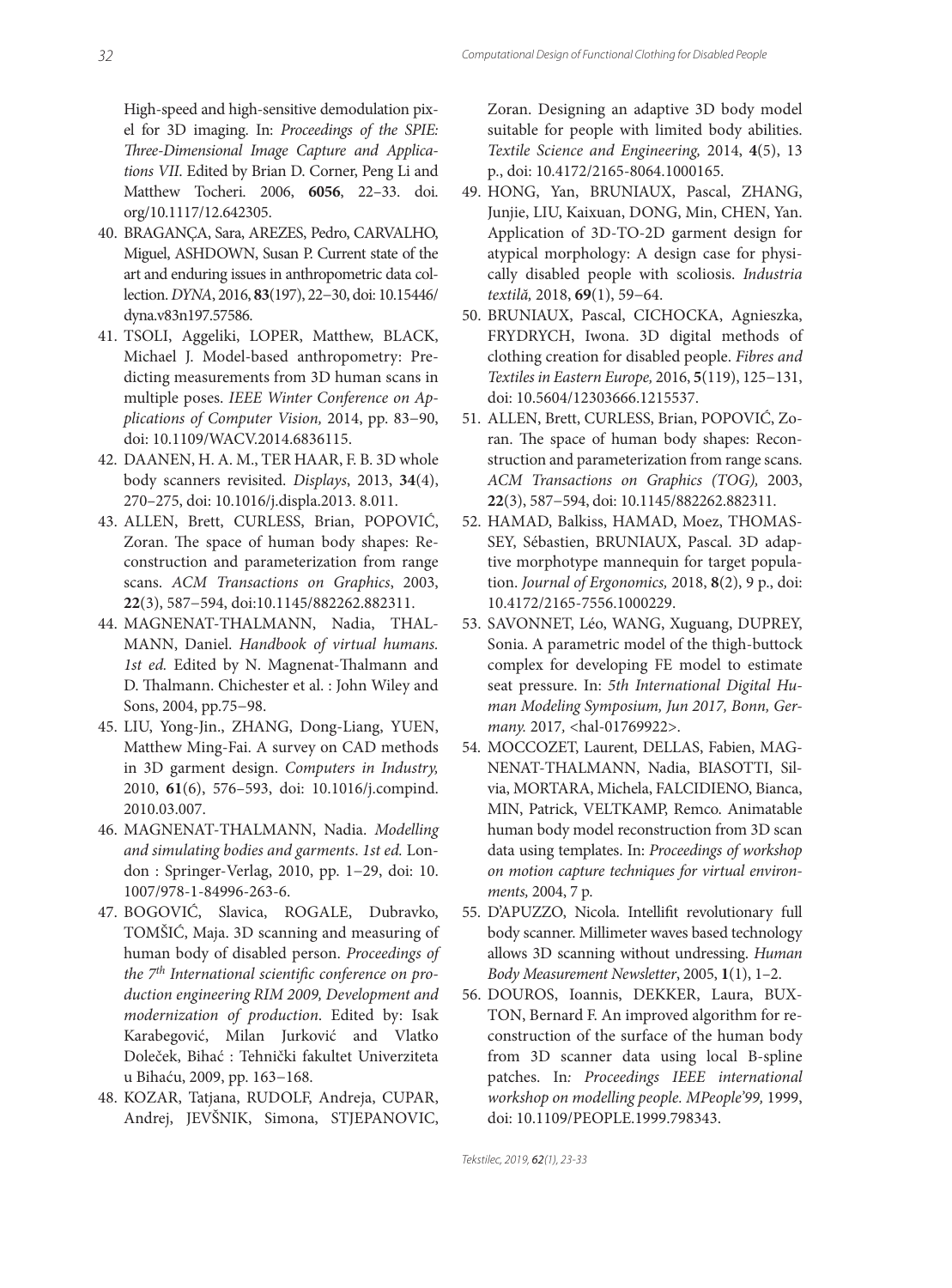High-speed and high-sensitive demodulation pixel for 3D imaging. In: *Proceedings of the SPIE: Three-Dimensional Image Capture and Applications VII*. Edited by Brian D. Corner, Peng Li and Matthew Tocheri. 2006, **6056**, 22–33. doi. org/10.1117/12.642305.

40. BRAGANÇA, Sara, AREZES, Pedro, CARVALHO, Miguel, ASHDOWN, Susan P. Current state of the art and enduring issues in anthropometric data collection. *DYNA*, 2016, **83**(197), 22–30, doi: 10.15446/dyna.v83n197.57586.
41. TSOLI, Aggeliki, LOPER, Matthew, BLACK, Michael J. Model-based anthropometry: Predicting measurements from 3D human scans in multiple poses. *IEEE Winter Conference on Applications of Computer Vision,* 2014, pp. 83−90, doi: 10.1109/WACV.2014.6836115.
42. DAANEN, H. A. M., TER HAAR, F. B. 3D whole body scanners revisited. *Displays*, 2013, **34**(4), 270–275, doi: 10.1016/j.displa.2013. 8.011.
43. ALLEN, Brett, CURLESS, Brian, POPOVIĆ, Zoran. The space of human body shapes: Reconstruction and parameterization from range scans. *ACM Transactions on Graphics*, 2003, **22**(3), 587−594, doi:10.1145/882262.882311.
44. MAGNENAT-THALMANN, Nadia, THALMANN, Daniel. *Handbook of virtual humans. 1st ed.* Edited by N. Magnenat-Thalmann and D. Thalmann. Chichester et al. : John Wiley and Sons, 2004, pp.75−98.
45. LIU, Yong-Jin., ZHANG, Dong-Liang, YUEN, Matthew Ming-Fai. A survey on CAD methods in 3D garment design. *Computers in Industry,* 2010, **61**(6), 576–593, doi: 10.1016/j.compind. 2010.03.007.
46. MAGNENAT-THALMANN, Nadia. *Modelling and simulating bodies and garments*. *1st ed.* London : Springer-Verlag, 2010, pp. 1–29, doi: 10. 1007/978-1-84996-263-6.
47. BOGOVIĆ, Slavica, ROGALE, Dubravko, TOMŠIĆ, Maja. 3D scanning and measuring of human body of disabled person. *Proceedings of the 7th International scientific conference on production engineering RIM 2009, Development and modernization of production*. Edited by: Isak Karabegović, Milan Jurković and Vlatko Doleček, Bihać : Tehnički fakultet Univerziteta u Bihaću, 2009, pp. 163−168.
48. KOZAR, Tatjana, RUDOLF, Andreja, CUPAR, Andrej, JEVŠNIK, Simona, STJEPANOVIC, Zoran. Designing an adaptive 3D body model suitable for people with limited body abilities. *Textile Science and Engineering,* 2014, **4**(5), 13 p., doi: 10.4172/2165-8064.1000165.
49. HONG, Yan, BRUNIAUX, Pascal, ZHANG, Junjie, LIU, Kaixuan, DONG, Min, CHEN, Yan. Application of 3D-TO-2D garment design for atypical morphology: A design case for physically disabled people with scoliosis. *Industria textilă,* 2018, **69**(1), 59−64.
50. BRUNIAUX, Pascal, CICHOCKA, Agnieszka, FRYDRYCH, Iwona. 3D digital methods of clothing creation for disabled people. *Fibres and Textiles in Eastern Europe,* 2016, **5**(119), 125−131, doi: 10.5604/12303666.1215537.
51. ALLEN, Brett, CURLESS, Brian, POPOVIĆ, Zoran. The space of human body shapes: Reconstruction and parameterization from range scans. *ACM Transactions on Graphics (TOG),* 2003, **22**(3), 587−594, doi: 10.1145/882262.882311.
52. HAMAD, Balkiss, HAMAD, Moez, THOMASSEY, Sébastien, BRUNIAUX, Pascal. 3D adaptive morphotype mannequin for target population. *Journal of Ergonomics,* 2018, **8**(2), 9 p., doi: 10.4172/2165-7556.1000229.
53. SAVONNET, Léo, WANG, Xuguang, DUPREY, Sonia. A parametric model of the thigh-buttock complex for developing FE model to estimate seat pressure. In: *5th International Digital Human Modeling Symposium, Jun 2017, Bonn, Germany.* 2017, <hal-01769922>.
54. MOCCOZET, Laurent, DELLAS, Fabien, MAGNENAT-THALMANN, Nadia, BIASOTTI, Silvia, MORTARA, Michela, FALCIDIENO, Bianca, MIN, Patrick, VELTKAMP, Remco. Animatable human body model reconstruction from 3D scan data using templates. In: *Proceedings of workshop on motion capture techniques for virtual environments,* 2004, 7 p.
55. D'APUZZO, Nicola. Intellifit revolutionary full body scanner. Millimeter waves based technology allows 3D scanning without undressing. *Human Body Measurement Newsletter*, 2005, **1**(1), 1–2.
56. DOUROS, Ioannis, DEKKER, Laura, BUXTON, Bernard F. An improved algorithm for reconstruction of the surface of the human body from 3D scanner data using local B-spline patches. In*: Proceedings IEEE international workshop on modelling people. MPeople'99,* 1999, doi: 10.1109/PEOPLE.1999.798343.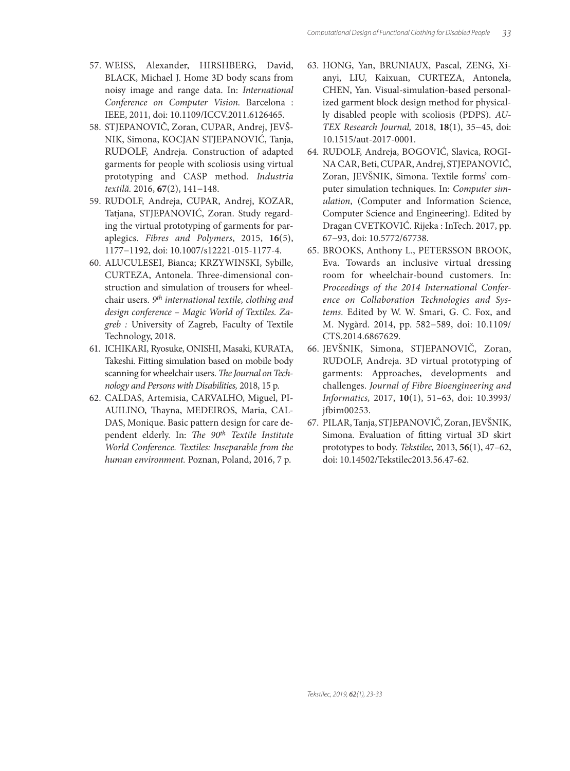57. WEISS, Alexander, HIRSHBERG, David, BLACK, Michael J. Home 3D body scans from noisy image and range data. In: *International Conference on Computer Vision*. Barcelona : IEEE, 2011, doi: 10.1109/ICCV.2011.6126465.
58. STJEPANOVIČ, Zoran, CUPAR, Andrej, JEVŠNIK, Simona, KOCJAN STJEPANOVIĆ, Tanja, RUDOLF, Andreja. Construction of adapted garments for people with scoliosis using virtual prototyping and CASP method. *Industria textilă*. 2016, **67**(2), 141−148.
59. RUDOLF, Andreja, CUPAR, Andrej, KOZAR, Tatjana, STJEPANOVIĆ, Zoran. Study regarding the virtual prototyping of garments for paraplegics. *Fibres and Polymers*, 2015, **16**(5), 1177−1192, doi: 10.1007/s12221-015-1177-4.
60. ALUCULESEI, Bianca; KRZYWINSKI, Sybille, CURTEZA, Antonela. Three-dimensional construction and simulation of trousers for wheelchair users. *9th international textile, clothing and design conference – Magic World of Textiles. Zagreb :* University of Zagreb*,* Faculty of Textile Technology, 2018.
61. ICHIKARI, Ryosuke, ONISHI, Masaki, KURATA, Takeshi*.* Fitting simulation based on mobile body scanning for wheelchair users. *The Journal on Technology and Persons with Disabilities,* 2018, 15 p.
62. CALDAS, Artemisia, CARVALHO, Miguel, PIAUILINO, Thayna, MEDEIROS, Maria, CALDAS, Monique. Basic pattern design for care dependent elderly. In: *The 90th Textile Institute World Conference. Textiles: Inseparable from the human environment.* Poznan, Poland, 2016, 7 p.
63. HONG, Yan, BRUNIAUX, Pascal, ZENG, Xianyi, LIU, Kaixuan, CURTEZA, Antonela, CHEN, Yan. Visual-simulation-based personalized garment block design method for physically disabled people with scoliosis (PDPS). *AUTEX Research Journal,* 2018, **18**(1), 35−45, doi: 10.1515/aut-2017-0001.
64. RUDOLF, Andreja, BOGOVIĆ, Slavica, ROGINA CAR, Beti, CUPAR, Andrej, STJEPANOVIĆ, Zoran, JEVŠNIK, Simona. Textile forms' computer simulation techniques. In: *Computer simulation*, (Computer and Information Science, Computer Science and Engineering). Edited by Dragan CVETKOVIĆ. Rijeka : InTech. 2017, pp. 67−93, doi: 10.5772/67738.
65. BROOKS, Anthony L., PETERSSON BROOK, Eva. Towards an inclusive virtual dressing room for wheelchair-bound customers. In: *Proceedings of the 2014 International Conference on Collaboration Technologies and Systems.* Edited by W. W. Smari, G. C. Fox, and M. Nygård. 2014, pp. 582−589, doi: 10.1109/CTS.2014.6867629.
66. JEVŠNIK, Simona, STJEPANOVIČ, Zoran, RUDOLF, Andreja. 3D virtual prototyping of garments: Approaches, developments and challenges. *Journal of Fibre Bioengineering and Informatics,* 2017, **10**(1), 51−63, doi: 10.3993/jfbim00253.
67. PILAR, Tanja, STJEPANOVIČ, Zoran, JEVŠNIK, Simona. Evaluation of fitting virtual 3D skirt prototypes to body. *Tekstilec,* 2013, **56**(1), 47–62, doi: 10.14502/Tekstilec2013.56.47-62.